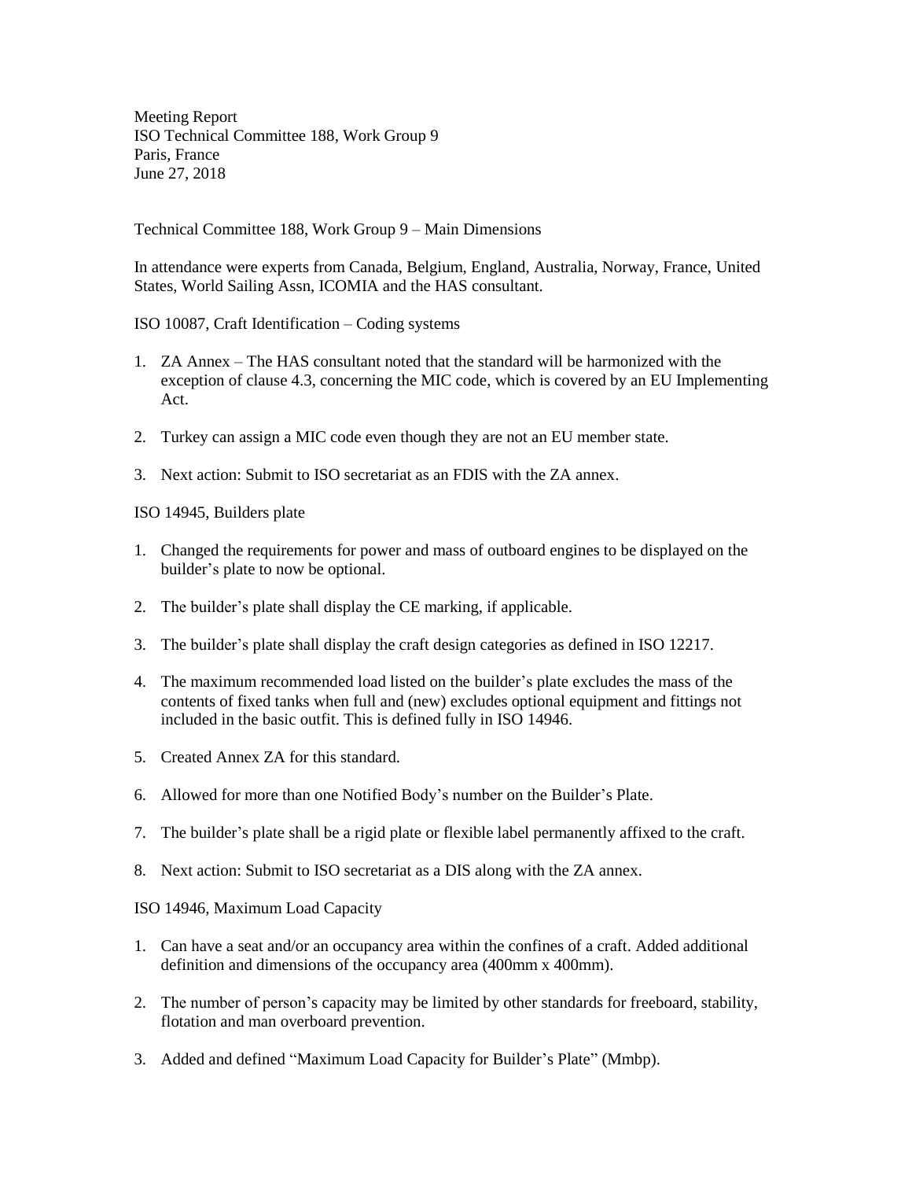Meeting Report
ISO Technical Committee 188, Work Group 9
Paris, France
June 27, 2018

Technical Committee 188, Work Group 9 – Main Dimensions

In attendance were experts from Canada, Belgium, England, Australia, Norway, France, United States, World Sailing Assn, ICOMIA and the HAS consultant.

ISO 10087, Craft Identification – Coding systems

1. ZA Annex – The HAS consultant noted that the standard will be harmonized with the exception of clause 4.3, concerning the MIC code, which is covered by an EU Implementing Act.
2. Turkey can assign a MIC code even though they are not an EU member state.
3. Next action: Submit to ISO secretariat as an FDIS with the ZA annex.

ISO 14945, Builders plate

1. Changed the requirements for power and mass of outboard engines to be displayed on the builder's plate to now be optional.
2. The builder's plate shall display the CE marking, if applicable.
3. The builder's plate shall display the craft design categories as defined in ISO 12217.
4. The maximum recommended load listed on the builder's plate excludes the mass of the contents of fixed tanks when full and (new) excludes optional equipment and fittings not included in the basic outfit. This is defined fully in ISO 14946.
5. Created Annex ZA for this standard.
6. Allowed for more than one Notified Body's number on the Builder's Plate.
7. The builder's plate shall be a rigid plate or flexible label permanently affixed to the craft.
8. Next action: Submit to ISO secretariat as a DIS along with the ZA annex.

ISO 14946, Maximum Load Capacity

1. Can have a seat and/or an occupancy area within the confines of a craft. Added additional definition and dimensions of the occupancy area (400mm x 400mm).
2. The number of person's capacity may be limited by other standards for freeboard, stability, flotation and man overboard prevention.
3. Added and defined "Maximum Load Capacity for Builder's Plate" (Mmbp).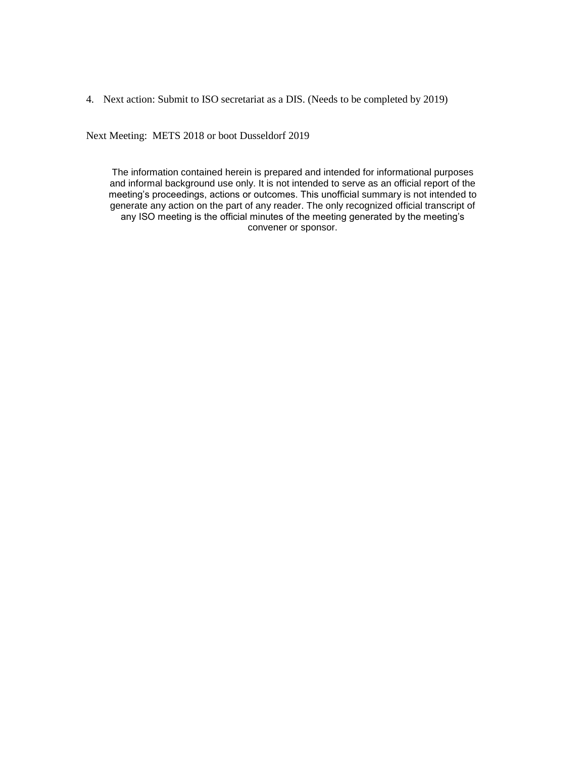4. Next action: Submit to ISO secretariat as a DIS. (Needs to be completed by 2019)

Next Meeting: METS 2018 or boot Dusseldorf 2019

The information contained herein is prepared and intended for informational purposes and informal background use only. It is not intended to serve as an official report of the meeting's proceedings, actions or outcomes. This unofficial summary is not intended to generate any action on the part of any reader. The only recognized official transcript of any ISO meeting is the official minutes of the meeting generated by the meeting's convener or sponsor.